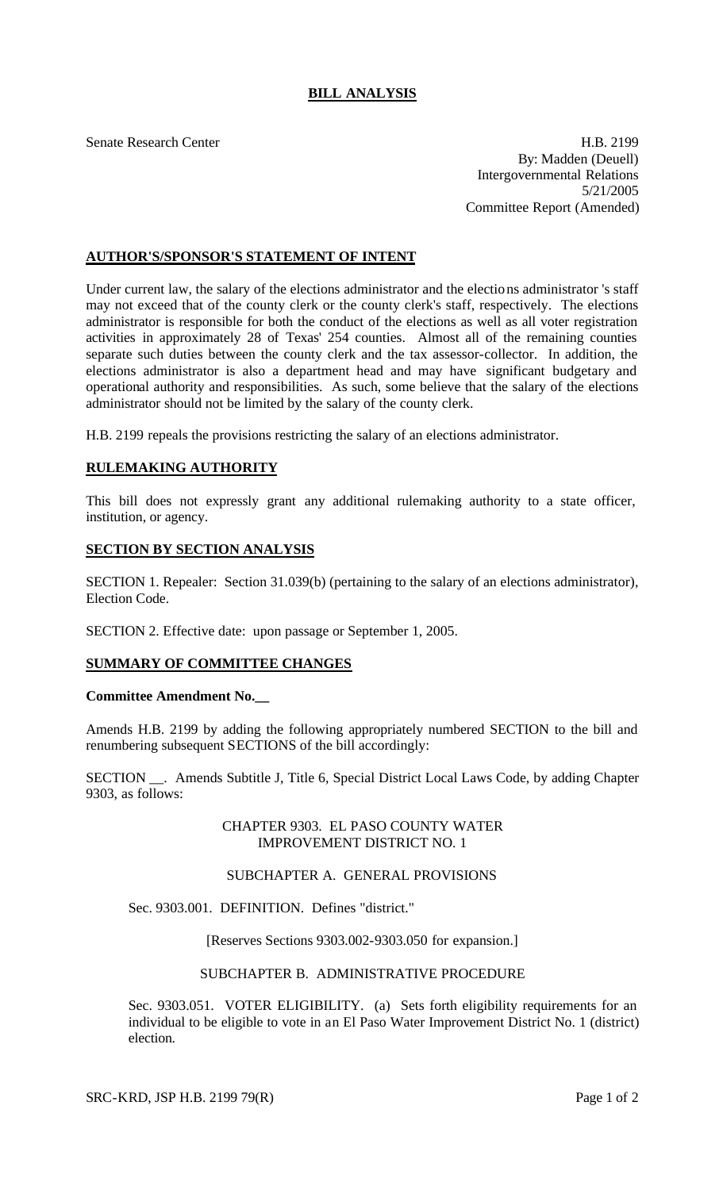# BILL ANALYSIS

Senate Research Center

H.B. 2199
By: Madden (Deuell)
Intergovernmental Relations
5/21/2005
Committee Report (Amended)

## AUTHOR'S/SPONSOR'S STATEMENT OF INTENT

Under current law, the salary of the elections administrator and the elections administrator 's staff may not exceed that of the county clerk or the county clerk's staff, respectively. The elections administrator is responsible for both the conduct of the elections as well as all voter registration activities in approximately 28 of Texas' 254 counties. Almost all of the remaining counties separate such duties between the county clerk and the tax assessor-collector. In addition, the elections administrator is also a department head and may have significant budgetary and operational authority and responsibilities. As such, some believe that the salary of the elections administrator should not be limited by the salary of the county clerk.

H.B. 2199 repeals the provisions restricting the salary of an elections administrator.

## RULEMAKING AUTHORITY

This bill does not expressly grant any additional rulemaking authority to a state officer, institution, or agency.

## SECTION BY SECTION ANALYSIS

SECTION 1. Repealer: Section 31.039(b) (pertaining to the salary of an elections administrator), Election Code.

SECTION 2. Effective date: upon passage or September 1, 2005.

## SUMMARY OF COMMITTEE CHANGES

**Committee Amendment No.__**

Amends H.B. 2199 by adding the following appropriately numbered SECTION to the bill and renumbering subsequent SECTIONS of the bill accordingly:

SECTION __. Amends Subtitle J, Title 6, Special District Local Laws Code, by adding Chapter 9303, as follows:

CHAPTER 9303. EL PASO COUNTY WATER IMPROVEMENT DISTRICT NO. 1

SUBCHAPTER A. GENERAL PROVISIONS

Sec. 9303.001. DEFINITION. Defines "district."

[Reserves Sections 9303.002-9303.050 for expansion.]

SUBCHAPTER B. ADMINISTRATIVE PROCEDURE

Sec. 9303.051. VOTER ELIGIBILITY. (a) Sets forth eligibility requirements for an individual to be eligible to vote in an El Paso Water Improvement District No. 1 (district) election.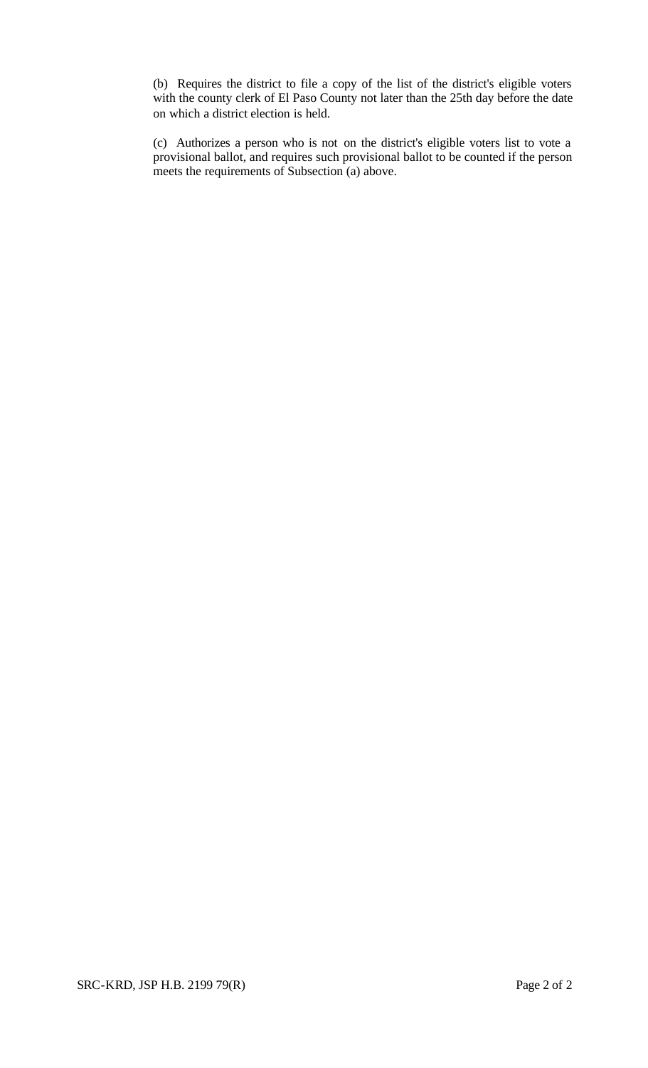(b) Requires the district to file a copy of the list of the district's eligible voters with the county clerk of El Paso County not later than the 25th day before the date on which a district election is held.

(c) Authorizes a person who is not on the district's eligible voters list to vote a provisional ballot, and requires such provisional ballot to be counted if the person meets the requirements of Subsection (a) above.